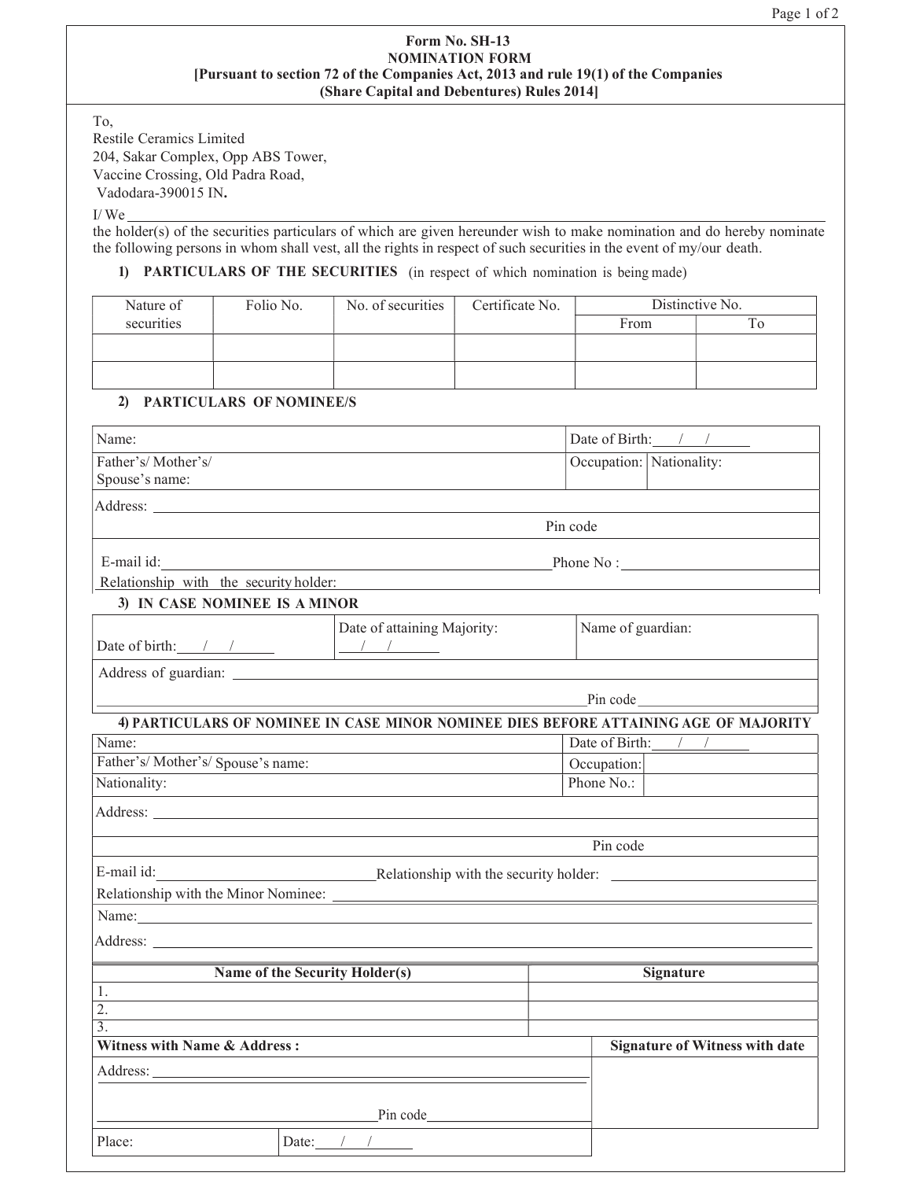# Form No. SH-13

## NOMINATION FORM

**[Pursuant to section 72 of the Companies Act, 2013 and rule 19(1) of the Companies (Share Capital and Debentures) Rules 2014]**

To,
Restile Ceramics Limited
204, Sakar Complex, Opp ABS Tower,
Vaccine Crossing, Old Padra Road,
Vadodara-390015 IN**.**

I/ We ______________________________________________________________________________

the holder(s) of the securities particulars of which are given hereunder wish to make nomination and do hereby nominate the following persons in whom shall vest, all the rights in respect of such securities in the event of my/our death.

### 1) PARTICULARS OF THE SECURITIES (in respect of which nomination is being made)

| Nature of securities | Folio No. | No. of securities | Certificate No. | Distinctive No. | |
|---|---|---|---|---|---|
| | | | | From | To |
| | | | | | |
| | | | | | |

### 2) PARTICULARS OF NOMINEE/S

| | | |
|---|---|---|
| Name: | Date of Birth: ___/___/______ | |
| Father's/ Mother's/ Spouse's name: | Occupation: | Nationality: |
| Address: ______________________________ | | |
| Pin code | | |
| E-mail id: ______________________ | Phone No : ______________ | |
| Relationship with the security holder: | | |

### 3) IN CASE NOMINEE IS A MINOR

| | | |
|---|---|---|
| Date of birth: ___/___/______ | Date of attaining Majority: ___/___/______ | Name of guardian: |
| Address of guardian: ______________________________ | | |
| ______________________________ Pin code ______________ | | |

### 4) PARTICULARS OF NOMINEE IN CASE MINOR NOMINEE DIES BEFORE ATTAINING AGE OF MAJORITY

| | | |
|---|---|---|
| Name: | Date of Birth: ___/___/______ | |
| Father's/ Mother's/ Spouse's name: | Occupation: | |
| Nationality: | Phone No.: | |
| Address: ______________________________ | | |
| Pin code | | |
| E-mail id: ______________ Relationship with the security holder: ______________ | | |
| Relationship with the Minor Nominee: ______________________________ | | |
| Name: ______________________________ | | |
| Address: ______________________________ | | |

| Name of the Security Holder(s) | Signature |
|---|---|
| 1. | |
| 2. | |
| 3. | |

| Witness with Name & Address : | Signature of Witness with date |
|---|---|
| Address: ______________________________ | |
| ______________________________ Pin code ______________ | |
| Place: Date: ___/___/______ | |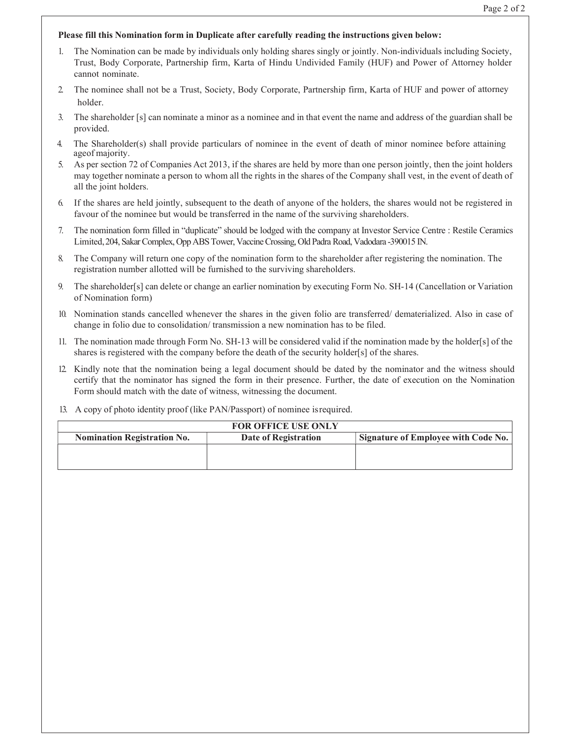**Please fill this Nomination form in Duplicate after carefully reading the instructions given below:**

1. The Nomination can be made by individuals only holding shares singly or jointly. Non-individuals including Society, Trust, Body Corporate, Partnership firm, Karta of Hindu Undivided Family (HUF) and Power of Attorney holder cannot nominate.
2. The nominee shall not be a Trust, Society, Body Corporate, Partnership firm, Karta of HUF and power of attorney holder.
3. The shareholder [s] can nominate a minor as a nominee and in that event the name and address of the guardian shall be provided.
4. The Shareholder(s) shall provide particulars of nominee in the event of death of minor nominee before attaining ageof majority.
5. As per section 72 of Companies Act 2013, if the shares are held by more than one person jointly, then the joint holders may together nominate a person to whom all the rights in the shares of the Company shall vest, in the event of death of all the joint holders.
6. If the shares are held jointly, subsequent to the death of anyone of the holders, the shares would not be registered in favour of the nominee but would be transferred in the name of the surviving shareholders.
7. The nomination form filled in "duplicate" should be lodged with the company at Investor Service Centre : Restile Ceramics Limited, 204, Sakar Complex, Opp ABS Tower, Vaccine Crossing, Old Padra Road, Vadodara -390015 IN.
8. The Company will return one copy of the nomination form to the shareholder after registering the nomination. The registration number allotted will be furnished to the surviving shareholders.
9. The shareholder[s] can delete or change an earlier nomination by executing Form No. SH-14 (Cancellation or Variation of Nomination form)
10. Nomination stands cancelled whenever the shares in the given folio are transferred/ dematerialized. Also in case of change in folio due to consolidation/ transmission a new nomination has to be filed.
11. The nomination made through Form No. SH-13 will be considered valid if the nomination made by the holder[s] of the shares is registered with the company before the death of the security holder[s] of the shares.
12. Kindly note that the nomination being a legal document should be dated by the nominator and the witness should certify that the nominator has signed the form in their presence. Further, the date of execution on the Nomination Form should match with the date of witness, witnessing the document.
13. A copy of photo identity proof (like PAN/Passport) of nominee isrequired.

| FOR OFFICE USE ONLY | | |
|---|---|---|
| **Nomination Registration No.** | **Date of Registration** | **Signature of Employee with Code No.** |
| | | |